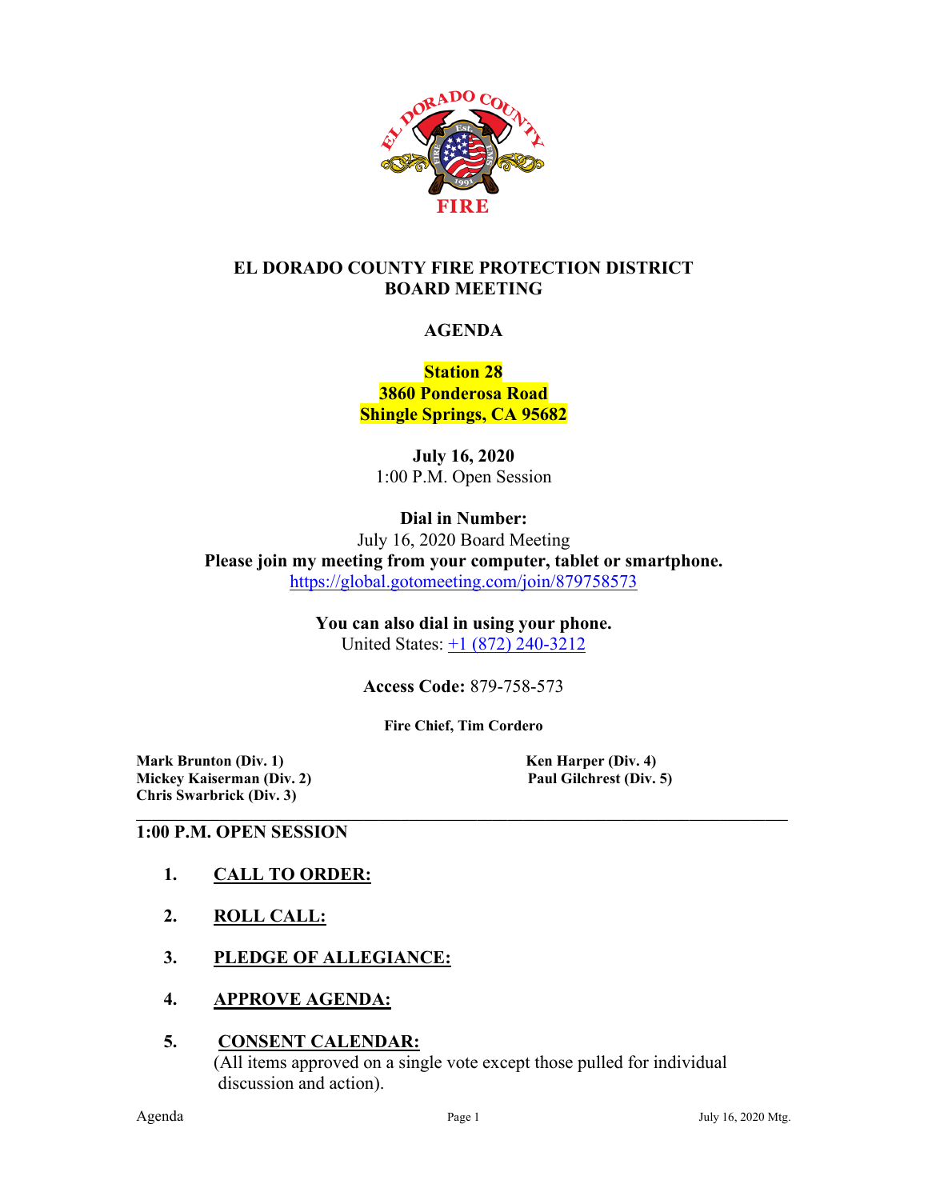# EL DORADO COUNTY FIRE PROTECTION DISTRICT BOARD MEETING

## AGENDA

**Station 28**
**3860 Ponderosa Road**
**Shingle Springs, CA 95682**

**July 16, 2020**
1:00 P.M. Open Session

**Dial in Number:**
July 16, 2020 Board Meeting
**Please join my meeting from your computer, tablet or smartphone.**
https://global.gotomeeting.com/join/879758573

**You can also dial in using your phone.**
United States: +1 (872) 240-3212

**Access Code:** 879-758-573

**Fire Chief, Tim Cordero**

**Mark Brunton (Div. 1)**
**Mickey Kaiserman (Div. 2)**
**Chris Swarbrick (Div. 3)**
**Ken Harper (Div. 4)**
**Paul Gilchrest (Div. 5)**

---

**1:00 P.M. OPEN SESSION**

1. **CALL TO ORDER:**
2. **ROLL CALL:**
3. **PLEDGE OF ALLEGIANCE:**
4. **APPROVE AGENDA:**
5. **CONSENT CALENDAR:**
   (All items approved on a single vote except those pulled for individual discussion and action).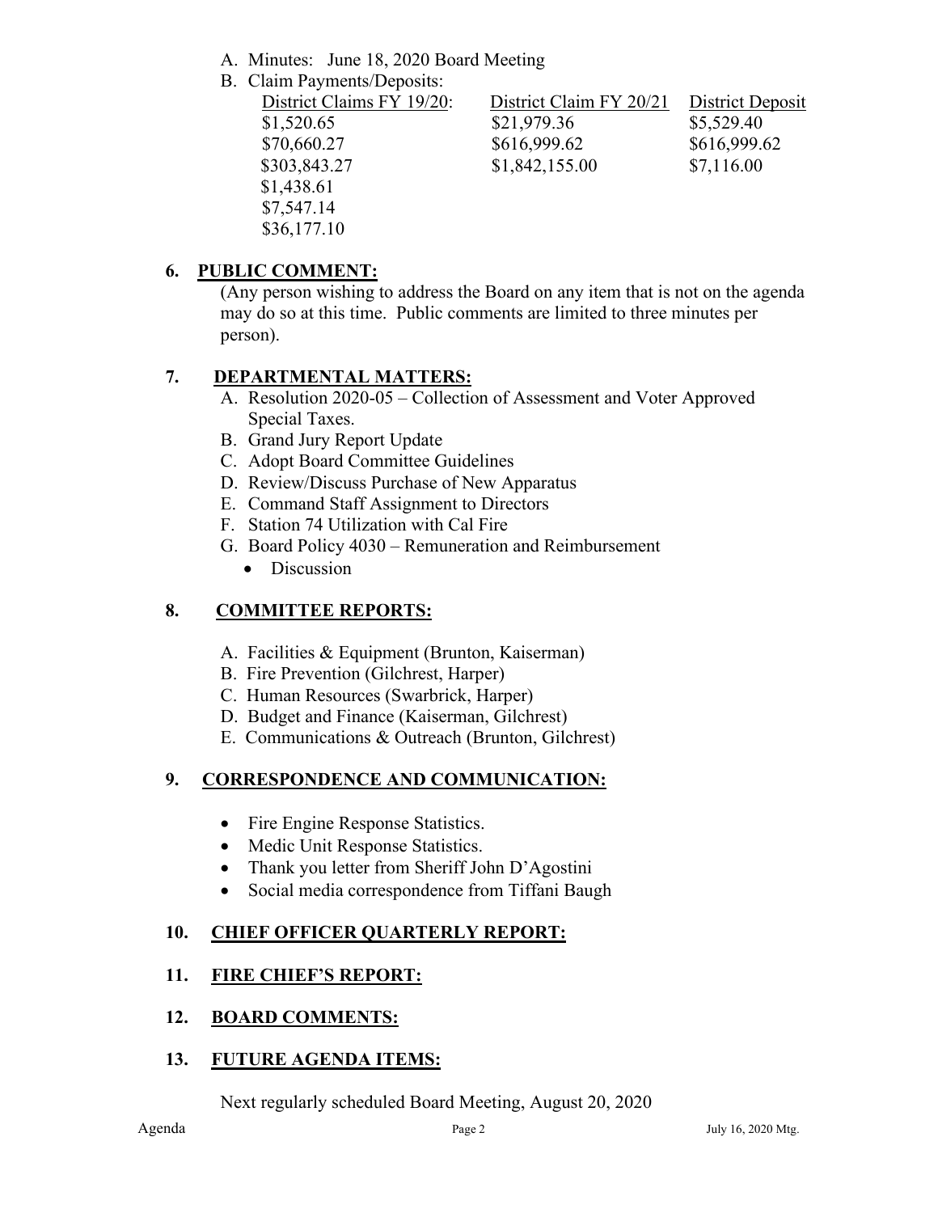A. Minutes: June 18, 2020 Board Meeting

B. Claim Payments/Deposits:

| District Claims FY 19/20: | District Claim FY 20/21 | District Deposit |
|---|---|---|
| $1,520.65 | $21,979.36 | $5,529.40 |
| $70,660.27 | $616,999.62 | $616,999.62 |
| $303,843.27 | $1,842,155.00 | $7,116.00 |
| $1,438.61 | | |
| $7,547.14 | | |
| $36,177.10 | | |

## 6. PUBLIC COMMENT:

(Any person wishing to address the Board on any item that is not on the agenda may do so at this time. Public comments are limited to three minutes per person).

## 7. DEPARTMENTAL MATTERS:

A. Resolution 2020-05 – Collection of Assessment and Voter Approved Special Taxes.
B. Grand Jury Report Update
C. Adopt Board Committee Guidelines
D. Review/Discuss Purchase of New Apparatus
E. Command Staff Assignment to Directors
F. Station 74 Utilization with Cal Fire
G. Board Policy 4030 – Remuneration and Reimbursement
- Discussion

## 8. COMMITTEE REPORTS:

A. Facilities & Equipment (Brunton, Kaiserman)
B. Fire Prevention (Gilchrest, Harper)
C. Human Resources (Swarbrick, Harper)
D. Budget and Finance (Kaiserman, Gilchrest)
E. Communications & Outreach (Brunton, Gilchrest)

## 9. CORRESPONDENCE AND COMMUNICATION:

- Fire Engine Response Statistics.
- Medic Unit Response Statistics.
- Thank you letter from Sheriff John D'Agostini
- Social media correspondence from Tiffani Baugh

## 10. CHIEF OFFICER QUARTERLY REPORT:

## 11. FIRE CHIEF'S REPORT:

## 12. BOARD COMMENTS:

## 13. FUTURE AGENDA ITEMS:

Next regularly scheduled Board Meeting, August 20, 2020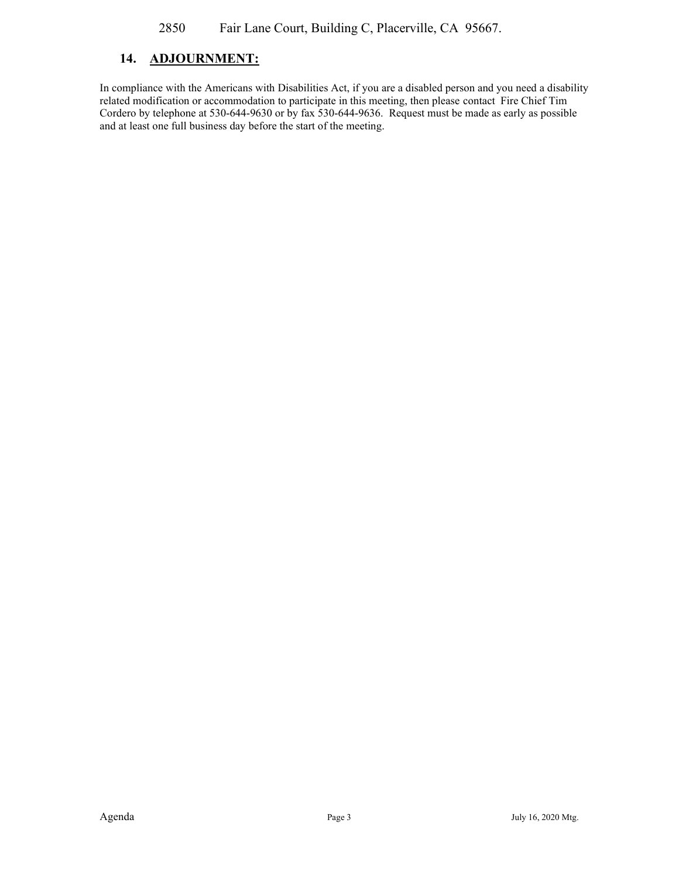2850 Fair Lane Court, Building C, Placerville, CA 95667.

## 14. **ADJOURNMENT:**

In compliance with the Americans with Disabilities Act, if you are a disabled person and you need a disability related modification or accommodation to participate in this meeting, then please contact Fire Chief Tim Cordero by telephone at 530-644-9630 or by fax 530-644-9636. Request must be made as early as possible and at least one full business day before the start of the meeting.